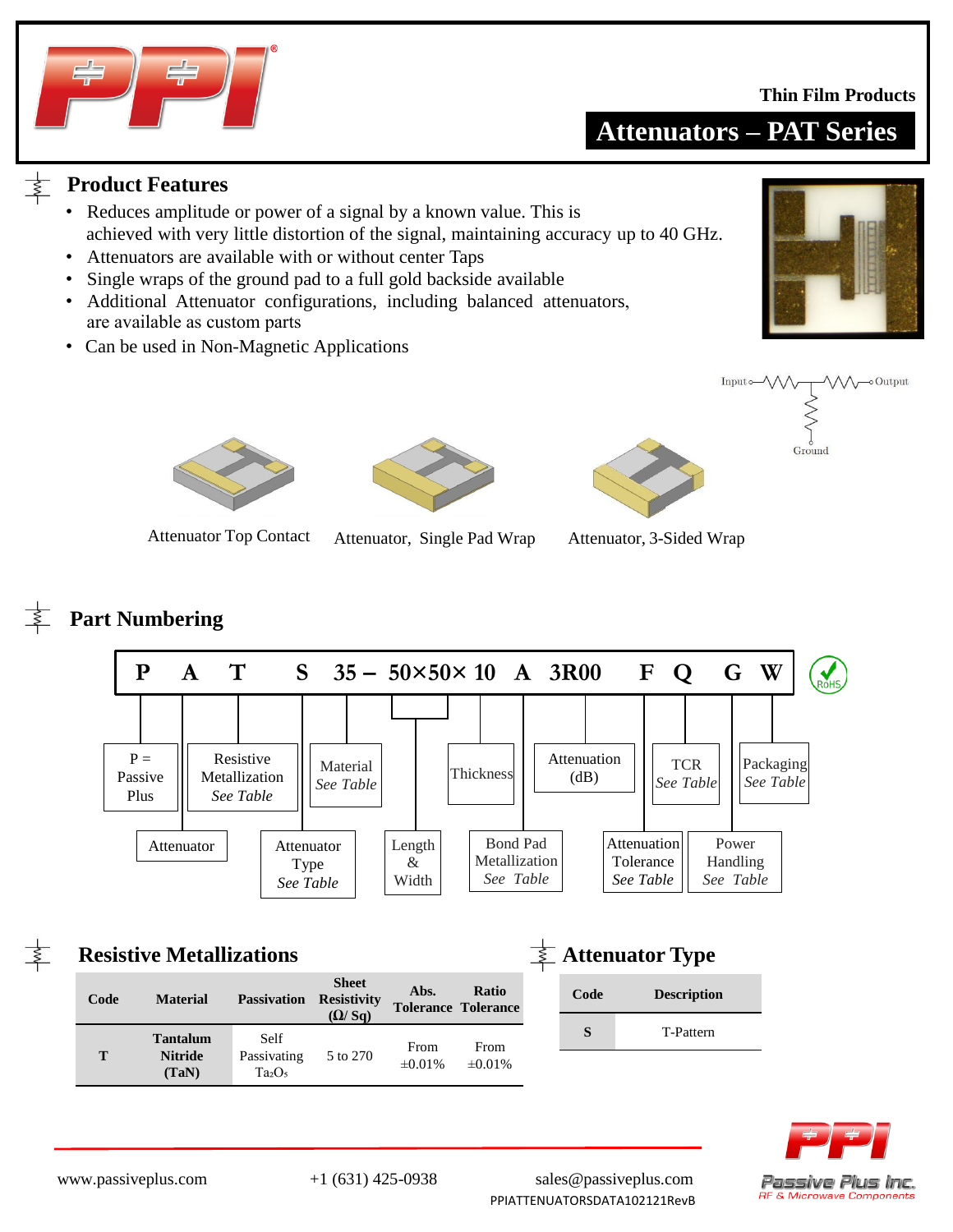Thin Film Products

# Attenuators – PAT Series

## Product Features

- Reduces amplitude or power of a signal by a known value. This is achieved with very little distortion of the signal, maintaining accuracy up to 40 GHz.
- Attenuators are available with or without center Taps
- Single wraps of the ground pad to a full gold backside available
- Additional Attenuator configurations, including balanced attenuators, are available as custom parts
- Can be used in Non-Magnetic Applications

Input — Output — Ground

Attenuator Top Contact    Attenuator, Single Pad Wrap    Attenuator, 3-Sided Wrap

## Part Numbering

**P A T S 35 – 50×50× 10 A 3R00 F Q G W**

- P = Passive Plus
- A: Attenuator
- T: Resistive Metallization *See Table*
- S: Attenuator Type *See Table*
- 35: Material *See Table*
- 50×50: Length & Width
- 10: Thickness
- A: Bond Pad Metallization *See Table*
- 3R00: Attenuation (dB)
- F: Attenuation Tolerance *See Table*
- Q: TCR *See Table*
- G: Power Handling *See Table*
- W: Packaging *See Table*

RoHS

## Resistive Metallizations

| Code | Material | Passivation | Sheet Resistivity (Ω/ Sq) | Abs. Tolerance | Ratio Tolerance |
|---|---|---|---|---|---|
| T | Tantalum Nitride (TaN) | Self Passivating $Ta_2O_5$ | 5 to 270 | From ±0.01% | From ±0.01% |

## Attenuator Type

| Code | Description |
|---|---|
| S | T-Pattern |

www.passiveplus.com    +1 (631) 425-0938    sales@passiveplus.com

PPIATTENUATORSDATA102121RevB

Passive Plus Inc. RF & Microwave Components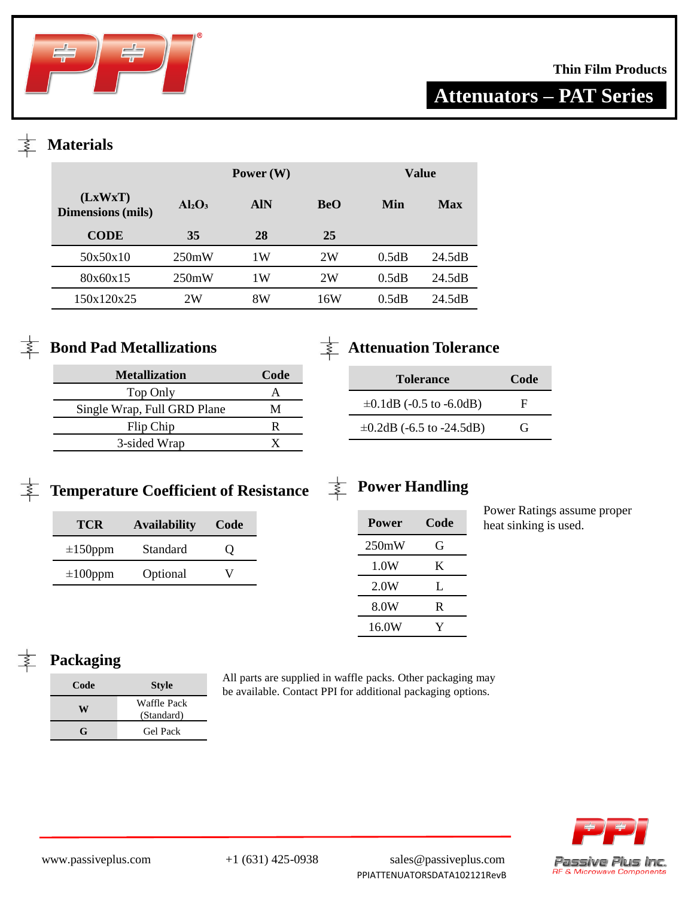Thin Film Products

# Attenuators – PAT Series

## Materials

| | Power (W) | | | Value | |
|---|---|---|---|---|---|
| (LxWxT) Dimensions (mils) | $Al_2O_3$ | AlN | BeO | Min | Max |
| CODE | 35 | 28 | 25 | | |
| 50x50x10 | 250mW | 1W | 2W | 0.5dB | 24.5dB |
| 80x60x15 | 250mW | 1W | 2W | 0.5dB | 24.5dB |
| 150x120x25 | 2W | 8W | 16W | 0.5dB | 24.5dB |

## Bond Pad Metallizations

| Metallization | Code |
|---|---|
| Top Only | A |
| Single Wrap, Full GRD Plane | M |
| Flip Chip | R |
| 3-sided Wrap | X |

## Attenuation Tolerance

| Tolerance | Code |
|---|---|
| ±0.1dB (-0.5 to -6.0dB) | F |
| ±0.2dB (-6.5 to -24.5dB) | G |

## Temperature Coefficient of Resistance

| TCR | Availability | Code |
|---|---|---|
| ±150ppm | Standard | Q |
| ±100ppm | Optional | V |

## Power Handling

| Power | Code |
|---|---|
| 250mW | G |
| 1.0W | K |
| 2.0W | L |
| 8.0W | R |
| 16.0W | Y |

Power Ratings assume proper heat sinking is used.

## Packaging

| Code | Style |
|---|---|
| W | Waffle Pack (Standard) |
| G | Gel Pack |

All parts are supplied in waffle packs. Other packaging may be available. Contact PPI for additional packaging options.

www.passiveplus.com +1 (631) 425-0938 sales@passiveplus.com

PPIATTENUATORSDATA102121RevB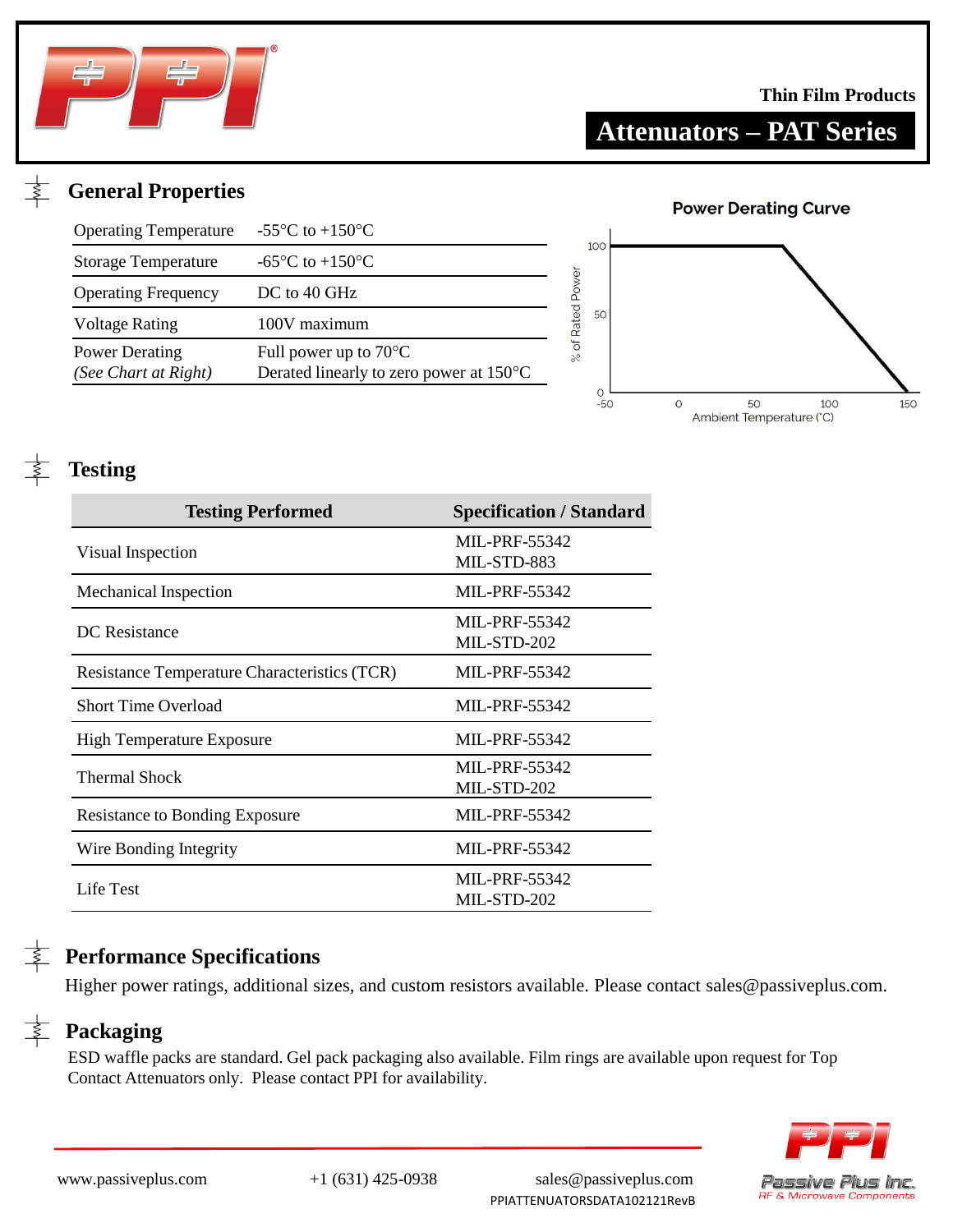Thin Film Products

# Attenuators – PAT Series

## General Properties

| | |
|---|---|
| Operating Temperature | -55°C to +150°C |
| Storage Temperature | -65°C to +150°C |
| Operating Frequency | DC to 40 GHz |
| Voltage Rating | 100V maximum |
| Power Derating *(See Chart at Right)* | Full power up to 70°C Derated linearly to zero power at 150°C |

**Power Derating Curve**

100
50
0
% of Rated Power
-50
0
50
100
150
Ambient Temperature (°C)

## Testing

| Testing Performed | Specification / Standard |
|---|---|
| Visual Inspection | MIL-PRF-55342 MIL-STD-883 |
| Mechanical Inspection | MIL-PRF-55342 |
| DC Resistance | MIL-PRF-55342 MIL-STD-202 |
| Resistance Temperature Characteristics (TCR) | MIL-PRF-55342 |
| Short Time Overload | MIL-PRF-55342 |
| High Temperature Exposure | MIL-PRF-55342 |
| Thermal Shock | MIL-PRF-55342 MIL-STD-202 |
| Resistance to Bonding Exposure | MIL-PRF-55342 |
| Wire Bonding Integrity | MIL-PRF-55342 |
| Life Test | MIL-PRF-55342 MIL-STD-202 |

## Performance Specifications

Higher power ratings, additional sizes, and custom resistors available. Please contact sales@passiveplus.com.

## Packaging

ESD waffle packs are standard. Gel pack packaging also available. Film rings are available upon request for Top Contact Attenuators only. Please contact PPI for availability.

www.passiveplus.com +1 (631) 425-0938 sales@passiveplus.com

PPIATTENUATORSDATA102121RevB